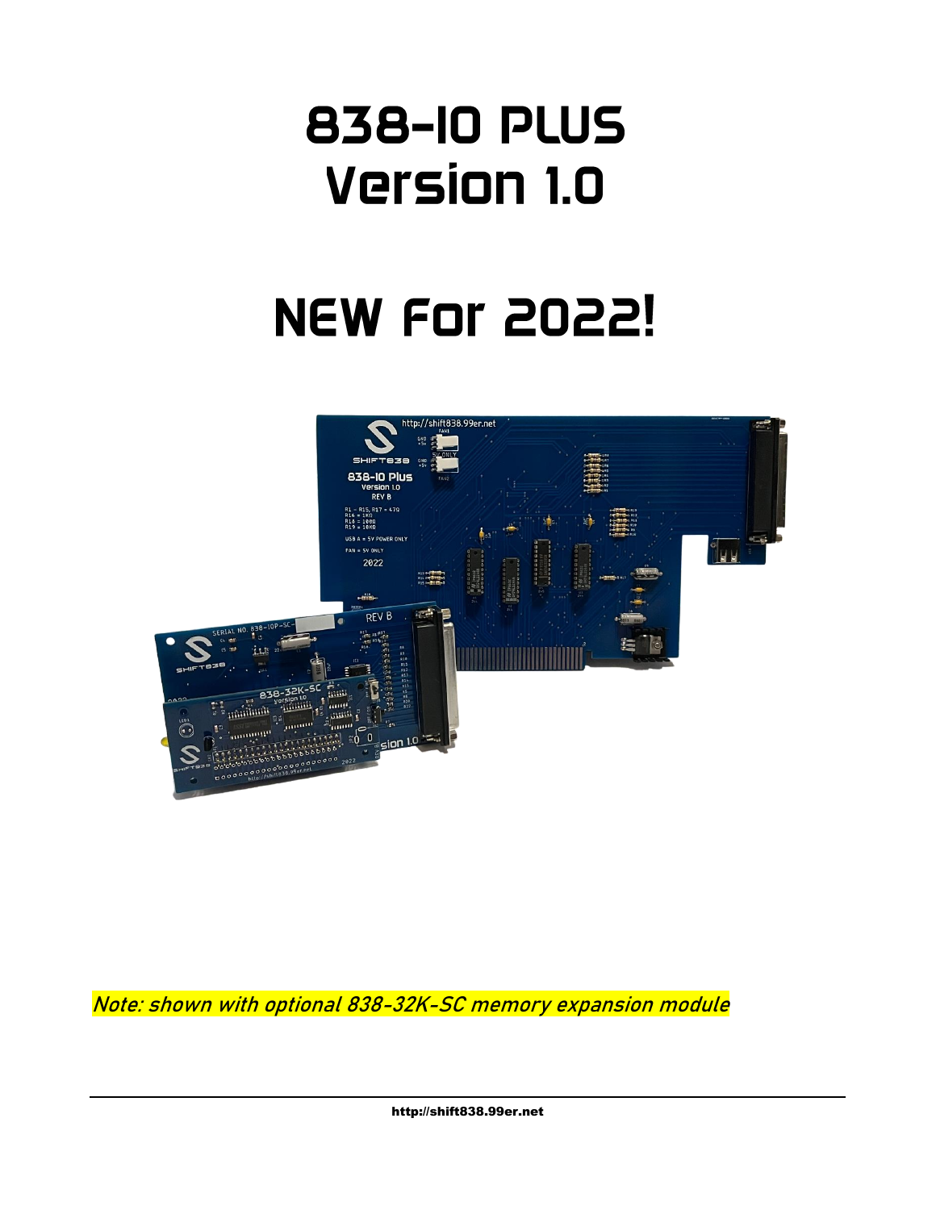# 838-IO PLUS
# Version 1.0

# NEW For 2022!

*Note: shown with optional 838-32K-SC memory expansion module*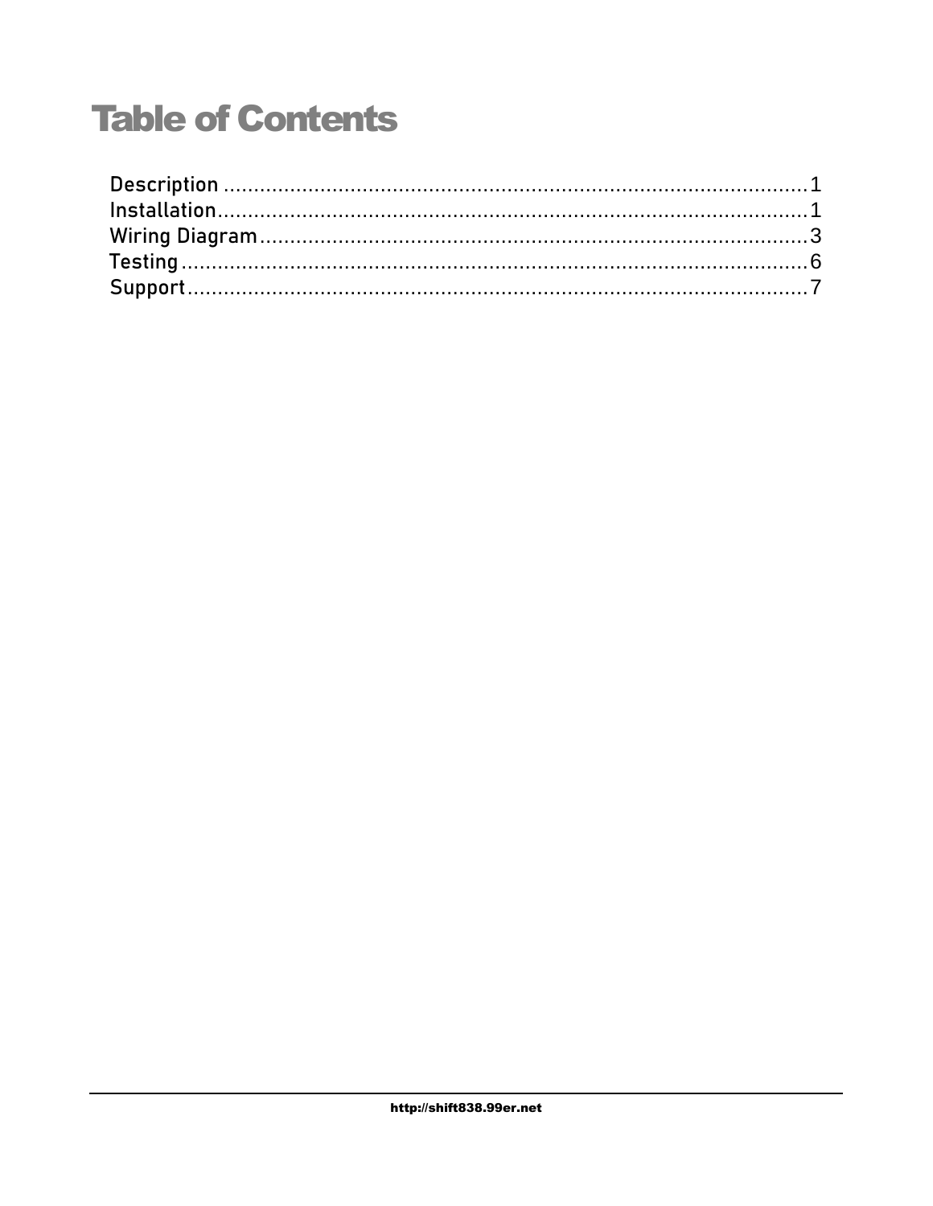# Table of Contents

Description .................................................................................................1
Installation..................................................................................................1
Wiring Diagram...........................................................................................3
Testing ........................................................................................................6
Support.......................................................................................................7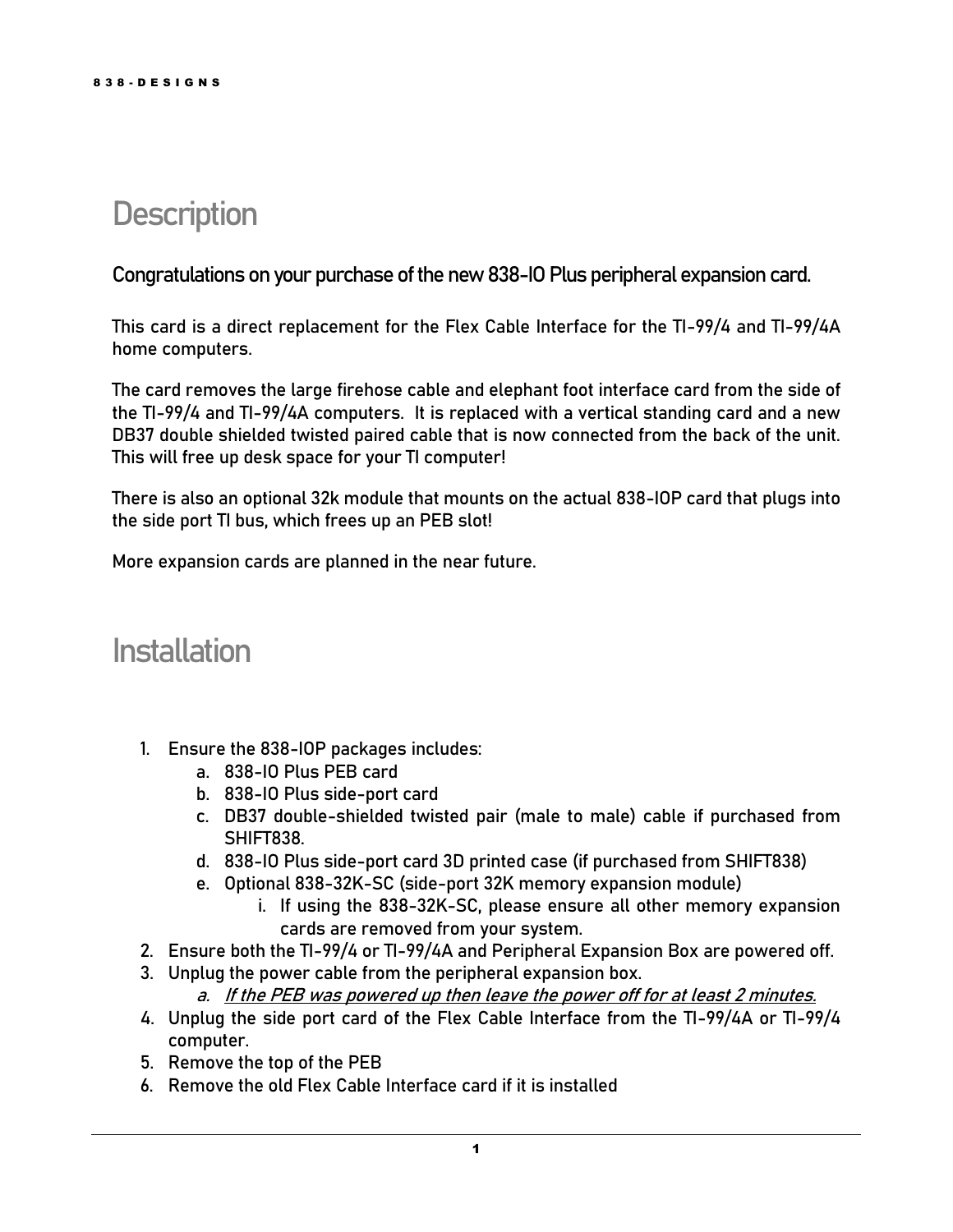# Description

### Congratulations on your purchase of the new 838-IO Plus peripheral expansion card.

This card is a direct replacement for the Flex Cable Interface for the TI-99/4 and TI-99/4A home computers.

The card removes the large firehose cable and elephant foot interface card from the side of the TI-99/4 and TI-99/4A computers. It is replaced with a vertical standing card and a new DB37 double shielded twisted paired cable that is now connected from the back of the unit. This will free up desk space for your TI computer!

There is also an optional 32k module that mounts on the actual 838-IOP card that plugs into the side port TI bus, which frees up an PEB slot!

More expansion cards are planned in the near future.

# Installation

1. Ensure the 838-IOP packages includes:
    a. 838-IO Plus PEB card
    b. 838-IO Plus side-port card
    c. DB37 double-shielded twisted pair (male to male) cable if purchased from SHIFT838.
    d. 838-IO Plus side-port card 3D printed case (if purchased from SHIFT838)
    e. Optional 838-32K-SC (side-port 32K memory expansion module)
        i. If using the 838-32K-SC, please ensure all other memory expansion cards are removed from your system.
2. Ensure both the TI-99/4 or TI-99/4A and Peripheral Expansion Box are powered off.
3. Unplug the power cable from the peripheral expansion box.
    a. *<u>If the PEB was powered up then leave the power off for at least 2 minutes.</u>*
4. Unplug the side port card of the Flex Cable Interface from the TI-99/4A or TI-99/4 computer.
5. Remove the top of the PEB
6. Remove the old Flex Cable Interface card if it is installed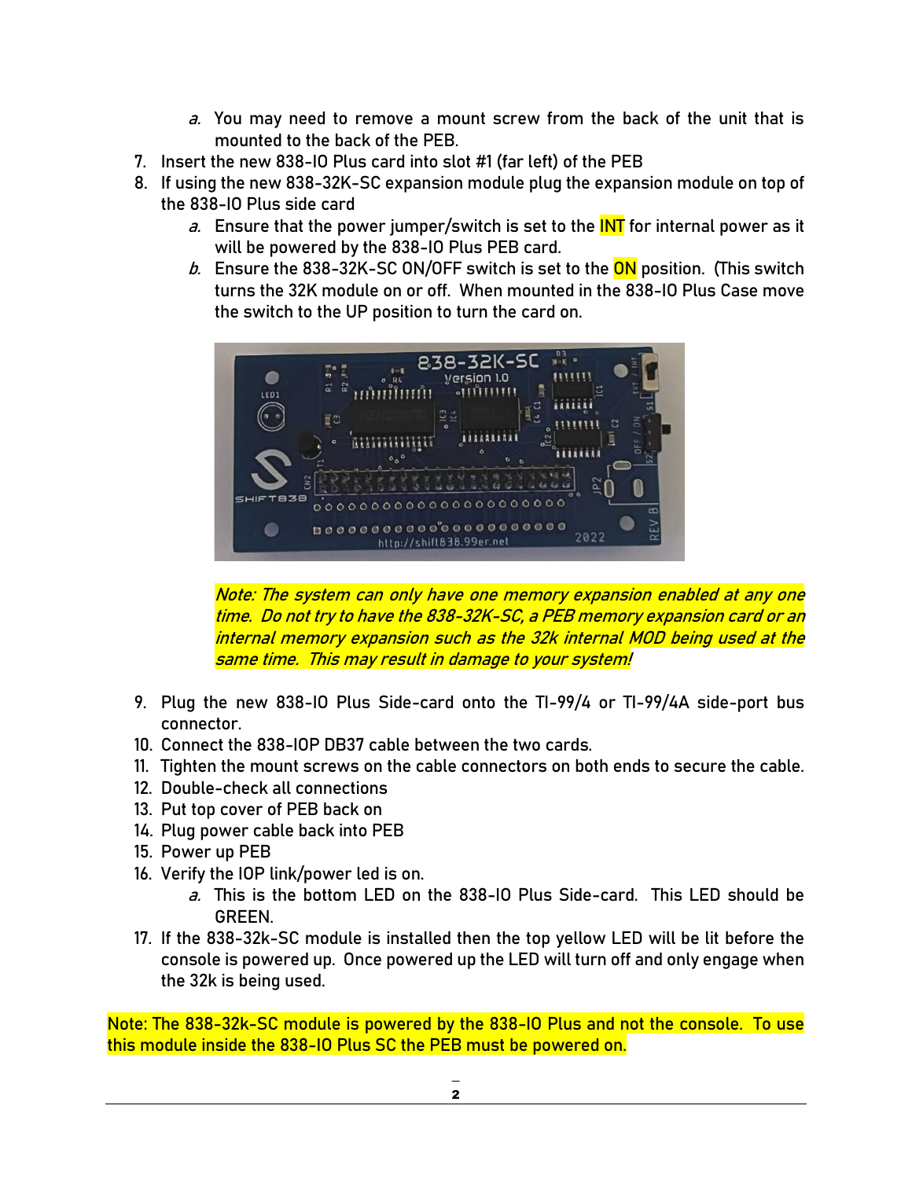a. You may need to remove a mount screw from the back of the unit that is mounted to the back of the PEB.

7. Insert the new 838-IO Plus card into slot #1 (far left) of the PEB
8. If using the new 838-32K-SC expansion module plug the expansion module on top of the 838-IO Plus side card
   a. Ensure that the power jumper/switch is set to the INT for internal power as it will be powered by the 838-IO Plus PEB card.
   b. Ensure the 838-32K-SC ON/OFF switch is set to the ON position. (This switch turns the 32K module on or off. When mounted in the 838-IO Plus Case move the switch to the UP position to turn the card on.

   *Note: The system can only have one memory expansion enabled at any one time. Do not try to have the 838-32K-SC, a PEB memory expansion card or an internal memory expansion such as the 32k internal MOD being used at the same time. This may result in damage to your system!*

9. Plug the new 838-IO Plus Side-card onto the TI-99/4 or TI-99/4A side-port bus connector.
10. Connect the 838-IOP DB37 cable between the two cards.
11. Tighten the mount screws on the cable connectors on both ends to secure the cable.
12. Double-check all connections
13. Put top cover of PEB back on
14. Plug power cable back into PEB
15. Power up PEB
16. Verify the IOP link/power led is on.
    a. This is the bottom LED on the 838-IO Plus Side-card. This LED should be GREEN.
17. If the 838-32k-SC module is installed then the top yellow LED will be lit before the console is powered up. Once powered up the LED will turn off and only engage when the 32k is being used.

Note: The 838-32k-SC module is powered by the 838-IO Plus and not the console. To use this module inside the 838-IO Plus SC the PEB must be powered on.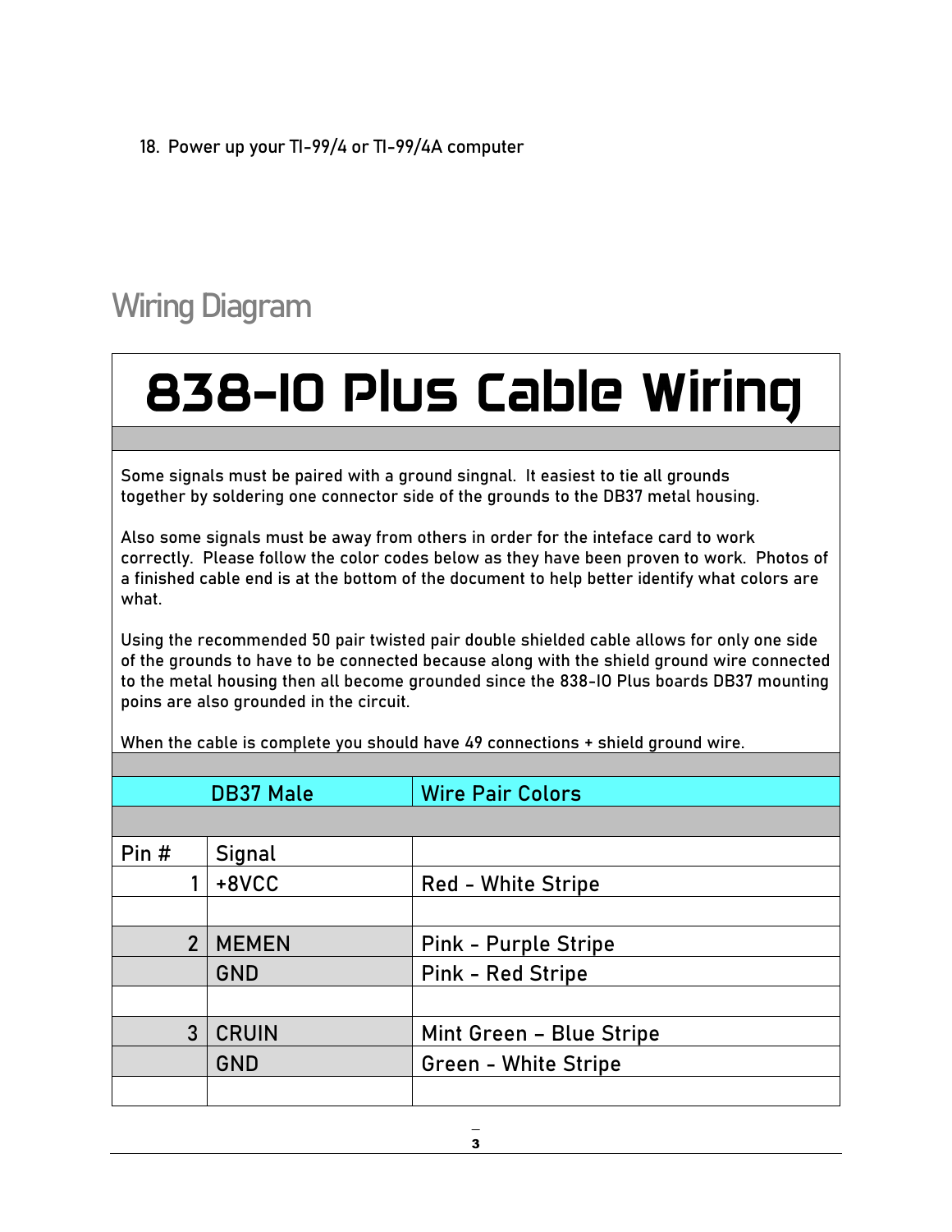18. Power up your TI-99/4 or TI-99/4A computer

## Wiring Diagram

# 838-IO Plus Cable Wiring

Some signals must be paired with a ground singnal. It easiest to tie all grounds together by soldering one connector side of the grounds to the DB37 metal housing.

Also some signals must be away from others in order for the inteface card to work correctly. Please follow the color codes below as they have been proven to work. Photos of a finished cable end is at the bottom of the document to help better identify what colors are what.

Using the recommended 50 pair twisted pair double shielded cable allows for only one side of the grounds to have to be connected because along with the shield ground wire connected to the metal housing then all become grounded since the 838-IO Plus boards DB37 mounting poins are also grounded in the circuit.

When the cable is complete you should have 49 connections + shield ground wire.

| DB37 Male | | Wire Pair Colors |
| --- | --- | --- |
| | | |
| Pin # | Signal | |
| 1 | +8VCC | Red - White Stripe |
| | | |
| 2 | MEMEN | Pink - Purple Stripe |
| | GND | Pink - Red Stripe |
| | | |
| 3 | CRUIN | Mint Green – Blue Stripe |
| | GND | Green - White Stripe |
| | | |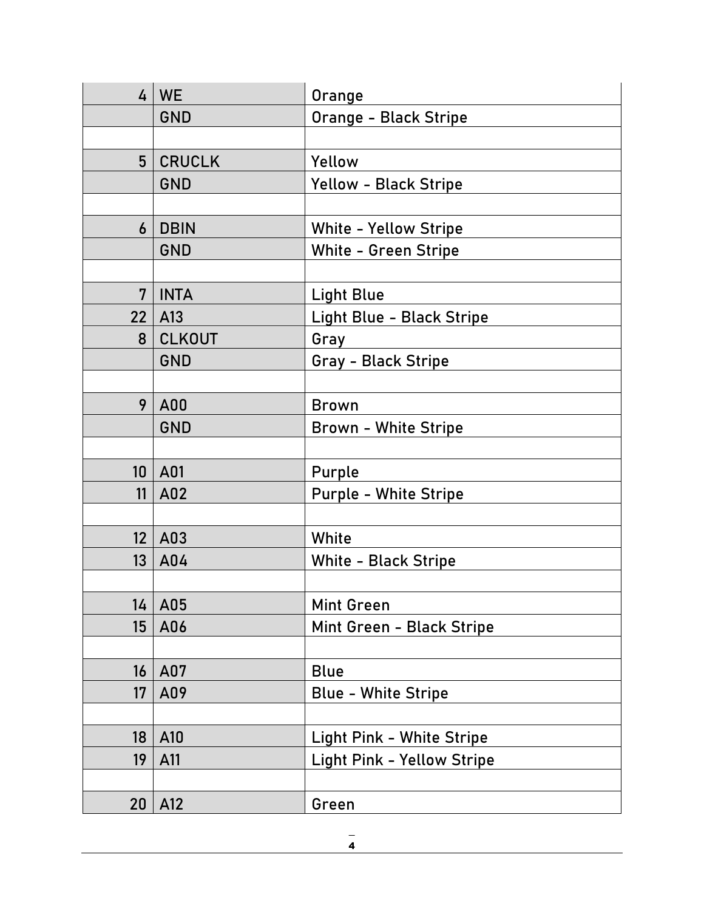| | | |
|---|---|---|
| 4 | WE | Orange |
| | GND | Orange - Black Stripe |
| | | |
| 5 | CRUCLK | Yellow |
| | GND | Yellow - Black Stripe |
| | | |
| 6 | DBIN | White - Yellow Stripe |
| | GND | White - Green Stripe |
| | | |
| 7 | INTA | Light Blue |
| 22 | A13 | Light Blue - Black Stripe |
| 8 | CLKOUT | Gray |
| | GND | Gray - Black Stripe |
| | | |
| 9 | A00 | Brown |
| | GND | Brown - White Stripe |
| | | |
| 10 | A01 | Purple |
| 11 | A02 | Purple - White Stripe |
| | | |
| 12 | A03 | White |
| 13 | A04 | White - Black Stripe |
| | | |
| 14 | A05 | Mint Green |
| 15 | A06 | Mint Green - Black Stripe |
| | | |
| 16 | A07 | Blue |
| 17 | A09 | Blue - White Stripe |
| | | |
| 18 | A10 | Light Pink - White Stripe |
| 19 | A11 | Light Pink - Yellow Stripe |
| | | |
| 20 | A12 | Green |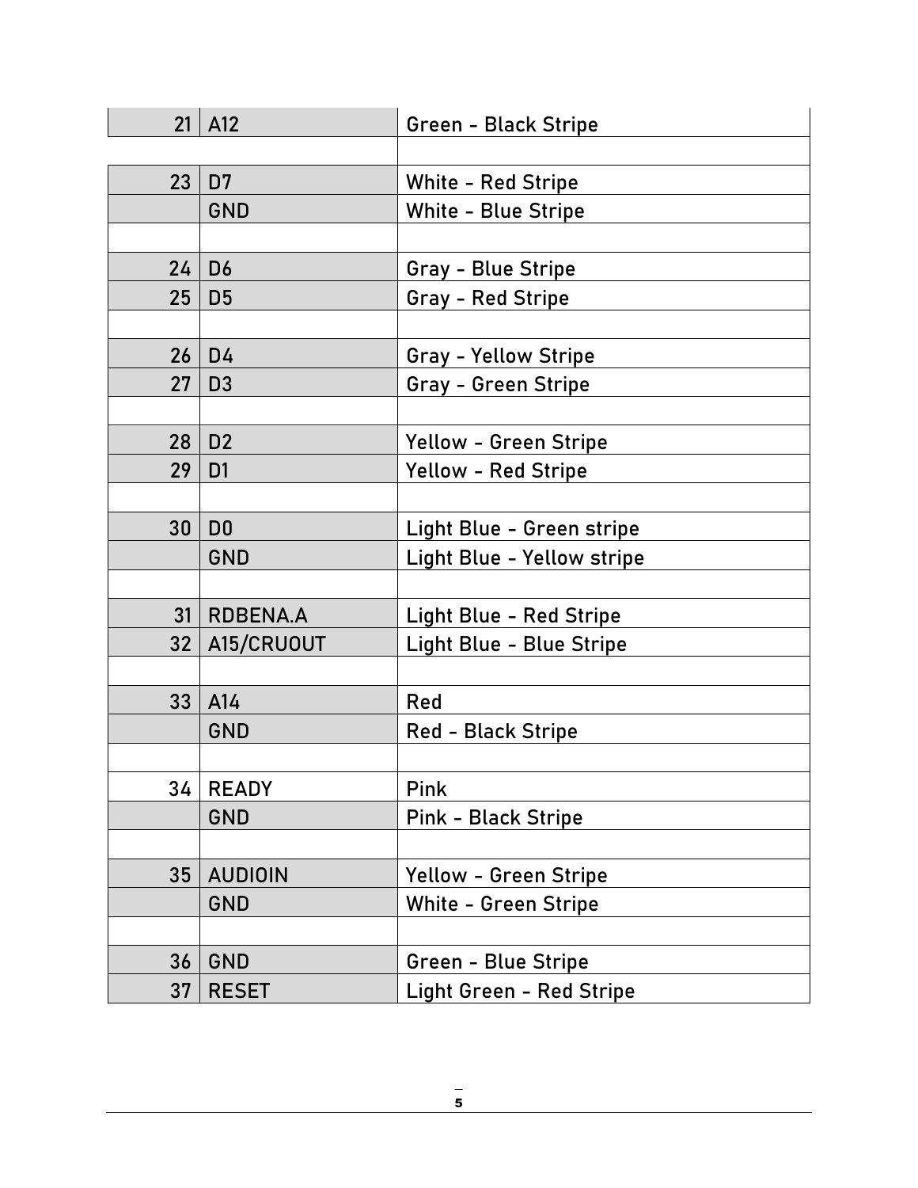| | | |
|---|---|---|
| 21 | A12 | Green - Black Stripe |
| | | |
| 23 | D7 | White - Red Stripe |
| | GND | White - Blue Stripe |
| | | |
| 24 | D6 | Gray - Blue Stripe |
| 25 | D5 | Gray - Red Stripe |
| | | |
| 26 | D4 | Gray - Yellow Stripe |
| 27 | D3 | Gray - Green Stripe |
| | | |
| 28 | D2 | Yellow - Green Stripe |
| 29 | D1 | Yellow - Red Stripe |
| | | |
| 30 | D0 | Light Blue - Green stripe |
| | GND | Light Blue - Yellow stripe |
| | | |
| 31 | RDBENA.A | Light Blue - Red Stripe |
| 32 | A15/CRUOUT | Light Blue - Blue Stripe |
| | | |
| 33 | A14 | Red |
| | GND | Red - Black Stripe |
| | | |
| 34 | READY | Pink |
| | GND | Pink - Black Stripe |
| | | |
| 35 | AUDIOIN | Yellow - Green Stripe |
| | GND | White - Green Stripe |
| | | |
| 36 | GND | Green - Blue Stripe |
| 37 | RESET | Light Green - Red Stripe |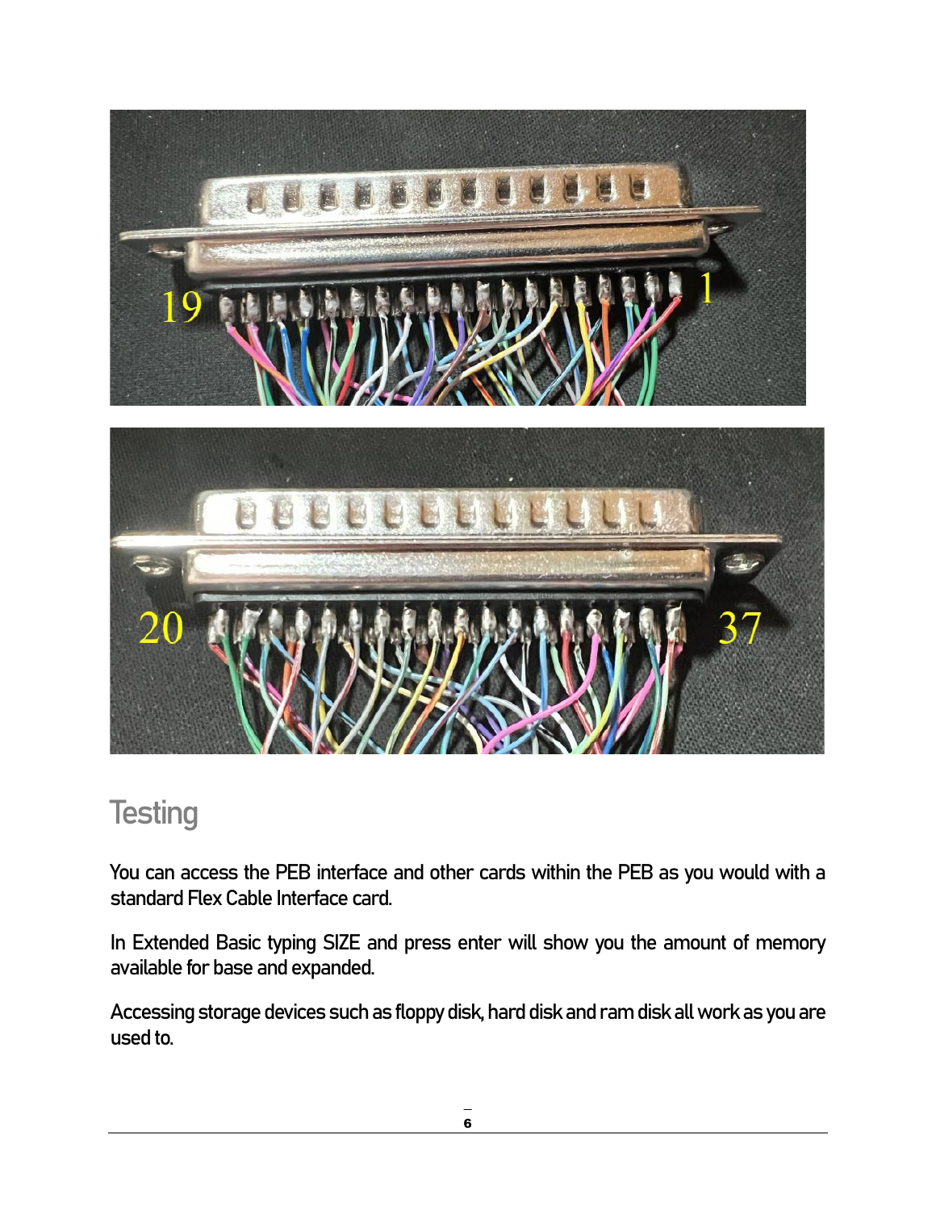## Testing

You can access the PEB interface and other cards within the PEB as you would with a standard Flex Cable Interface card.

In Extended Basic typing SIZE and press enter will show you the amount of memory available for base and expanded.

Accessing storage devices such as floppy disk, hard disk and ram disk all work as you are used to.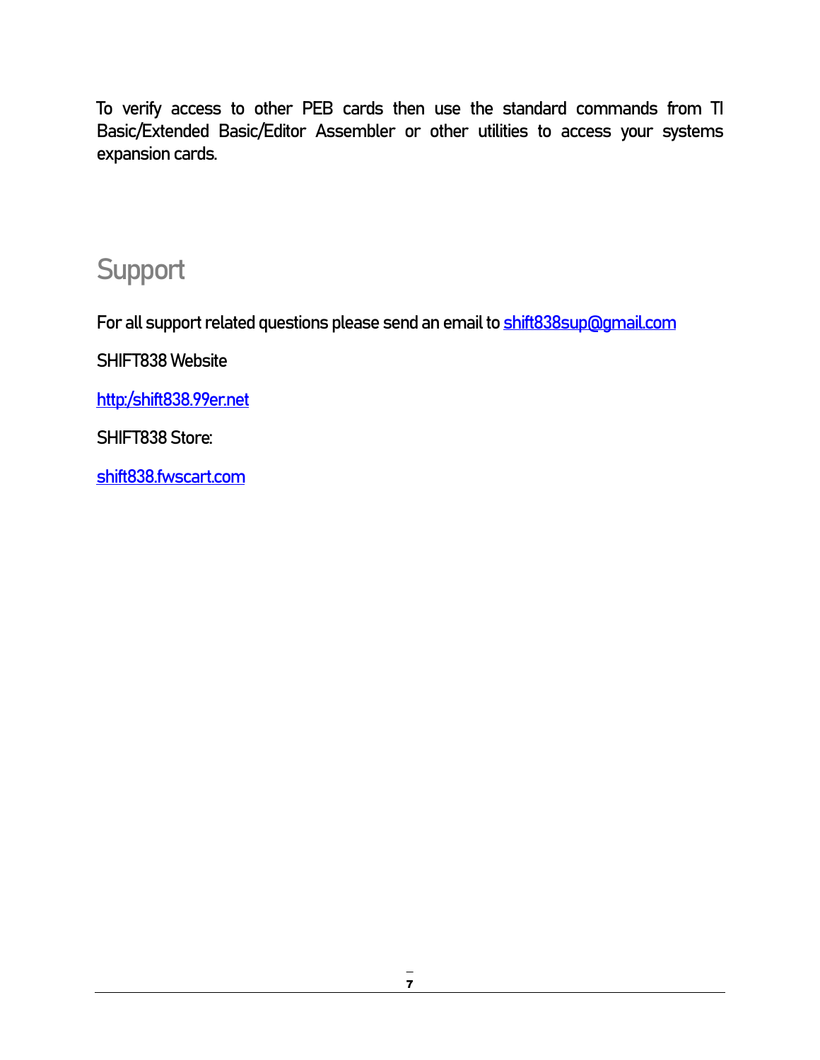To verify access to other PEB cards then use the standard commands from TI Basic/Extended Basic/Editor Assembler or other utilities to access your systems expansion cards.

## Support

For all support related questions please send an email to shift838sup@gmail.com

SHIFT838 Website

http:/shift838.99er.net

SHIFT838 Store:

shift838.fwscart.com